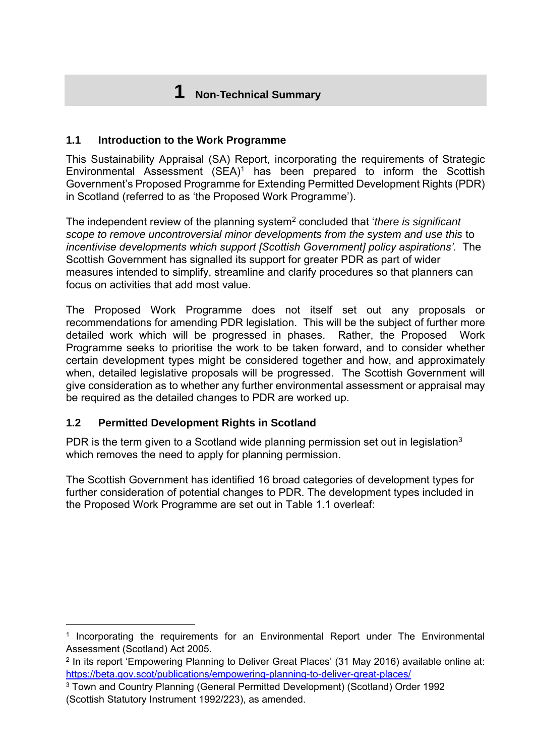# 1 Non-Technical Summary

## 1.1 Introduction to the Work Programme

This Sustainability Appraisal (SA) Report, incorporating the requirements of Strategic Environmental Assessment (SEA)[1] has been prepared to inform the Scottish Government's Proposed Programme for Extending Permitted Development Rights (PDR) in Scotland (referred to as 'the Proposed Work Programme').

The independent review of the planning system[2] concluded that '*there is significant scope to remove uncontroversial minor developments from the system and use this* to *incentivise developments which support [Scottish Government] policy aspirations'.* The Scottish Government has signalled its support for greater PDR as part of wider measures intended to simplify, streamline and clarify procedures so that planners can focus on activities that add most value.

The Proposed Work Programme does not itself set out any proposals or recommendations for amending PDR legislation. This will be the subject of further more detailed work which will be progressed in phases. Rather, the Proposed Work Programme seeks to prioritise the work to be taken forward, and to consider whether certain development types might be considered together and how, and approximately when, detailed legislative proposals will be progressed. The Scottish Government will give consideration as to whether any further environmental assessment or appraisal may be required as the detailed changes to PDR are worked up.

## 1.2 Permitted Development Rights in Scotland

PDR is the term given to a Scotland wide planning permission set out in legislation[3] which removes the need to apply for planning permission.

The Scottish Government has identified 16 broad categories of development types for further consideration of potential changes to PDR. The development types included in the Proposed Work Programme are set out in Table 1.1 overleaf:

---

[1] Incorporating the requirements for an Environmental Report under The Environmental Assessment (Scotland) Act 2005.

[2] In its report 'Empowering Planning to Deliver Great Places' (31 May 2016) available online at: https://beta.gov.scot/publications/empowering-planning-to-deliver-great-places/

[3] Town and Country Planning (General Permitted Development) (Scotland) Order 1992 (Scottish Statutory Instrument 1992/223), as amended.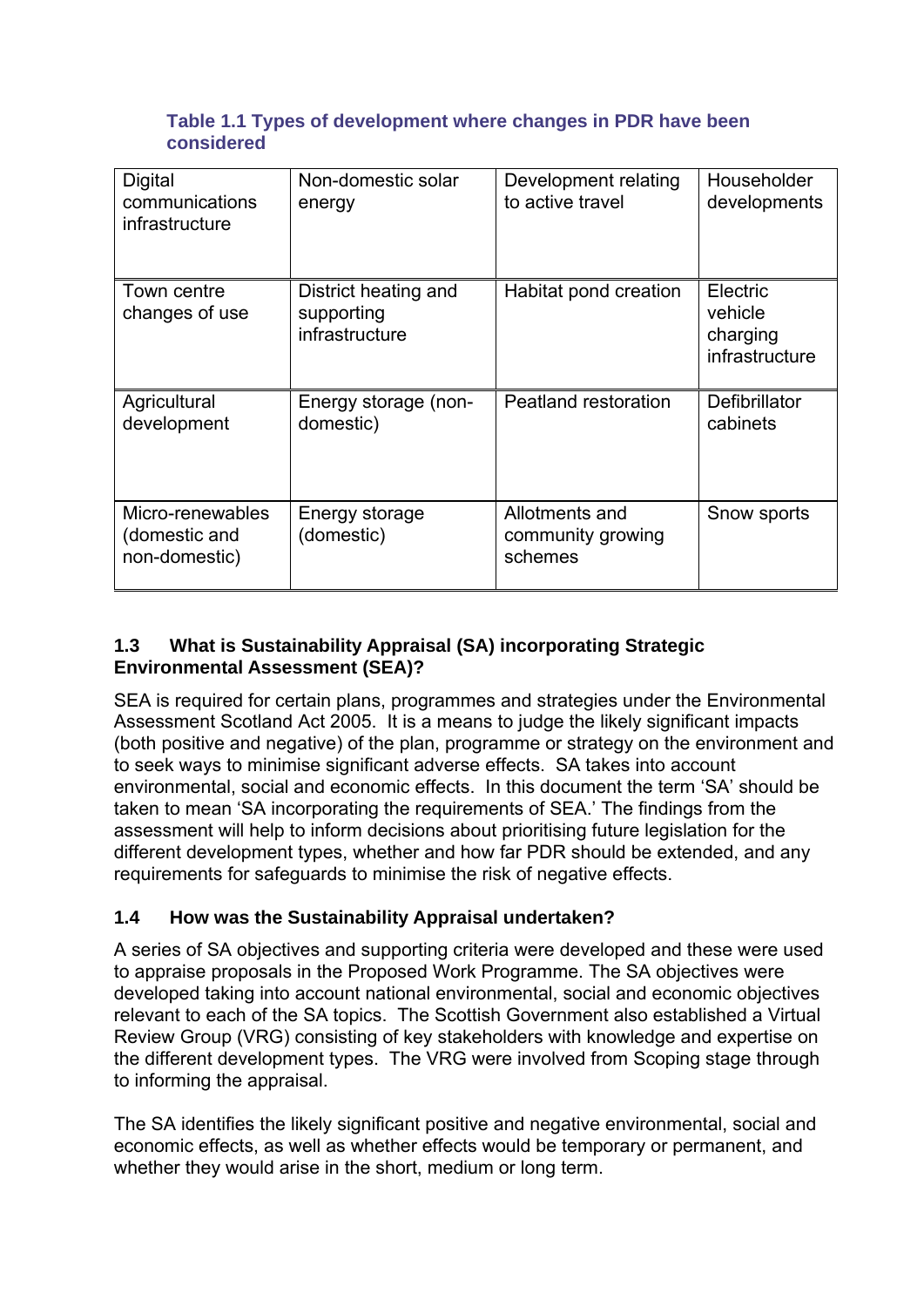**Table 1.1 Types of development where changes in PDR have been considered**

| Digital communications infrastructure | Non-domestic solar energy | Development relating to active travel | Householder developments |
|---|---|---|---|
| Town centre changes of use | District heating and supporting infrastructure | Habitat pond creation | Electric vehicle charging infrastructure |
| Agricultural development | Energy storage (non-domestic) | Peatland restoration | Defibrillator cabinets |
| Micro-renewables (domestic and non-domestic) | Energy storage (domestic) | Allotments and community growing schemes | Snow sports |

### 1.3 What is Sustainability Appraisal (SA) incorporating Strategic Environmental Assessment (SEA)?

SEA is required for certain plans, programmes and strategies under the Environmental Assessment Scotland Act 2005. It is a means to judge the likely significant impacts (both positive and negative) of the plan, programme or strategy on the environment and to seek ways to minimise significant adverse effects. SA takes into account environmental, social and economic effects. In this document the term 'SA' should be taken to mean 'SA incorporating the requirements of SEA.' The findings from the assessment will help to inform decisions about prioritising future legislation for the different development types, whether and how far PDR should be extended, and any requirements for safeguards to minimise the risk of negative effects.

### 1.4 How was the Sustainability Appraisal undertaken?

A series of SA objectives and supporting criteria were developed and these were used to appraise proposals in the Proposed Work Programme. The SA objectives were developed taking into account national environmental, social and economic objectives relevant to each of the SA topics. The Scottish Government also established a Virtual Review Group (VRG) consisting of key stakeholders with knowledge and expertise on the different development types. The VRG were involved from Scoping stage through to informing the appraisal.

The SA identifies the likely significant positive and negative environmental, social and economic effects, as well as whether effects would be temporary or permanent, and whether they would arise in the short, medium or long term.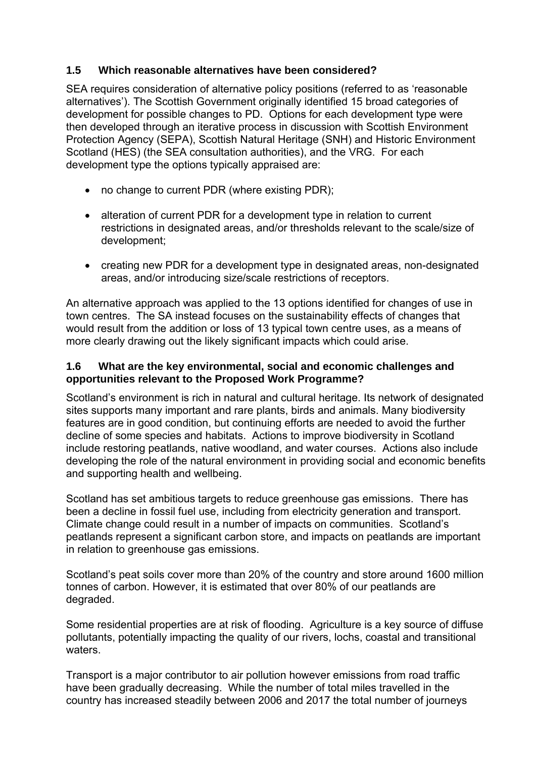### 1.5 Which reasonable alternatives have been considered?

SEA requires consideration of alternative policy positions (referred to as 'reasonable alternatives'). The Scottish Government originally identified 15 broad categories of development for possible changes to PD. Options for each development type were then developed through an iterative process in discussion with Scottish Environment Protection Agency (SEPA), Scottish Natural Heritage (SNH) and Historic Environment Scotland (HES) (the SEA consultation authorities), and the VRG. For each development type the options typically appraised are:

- no change to current PDR (where existing PDR);
- alteration of current PDR for a development type in relation to current restrictions in designated areas, and/or thresholds relevant to the scale/size of development;
- creating new PDR for a development type in designated areas, non-designated areas, and/or introducing size/scale restrictions of receptors.

An alternative approach was applied to the 13 options identified for changes of use in town centres. The SA instead focuses on the sustainability effects of changes that would result from the addition or loss of 13 typical town centre uses, as a means of more clearly drawing out the likely significant impacts which could arise.

### 1.6 What are the key environmental, social and economic challenges and opportunities relevant to the Proposed Work Programme?

Scotland's environment is rich in natural and cultural heritage. Its network of designated sites supports many important and rare plants, birds and animals. Many biodiversity features are in good condition, but continuing efforts are needed to avoid the further decline of some species and habitats. Actions to improve biodiversity in Scotland include restoring peatlands, native woodland, and water courses. Actions also include developing the role of the natural environment in providing social and economic benefits and supporting health and wellbeing.

Scotland has set ambitious targets to reduce greenhouse gas emissions. There has been a decline in fossil fuel use, including from electricity generation and transport. Climate change could result in a number of impacts on communities. Scotland's peatlands represent a significant carbon store, and impacts on peatlands are important in relation to greenhouse gas emissions.

Scotland's peat soils cover more than 20% of the country and store around 1600 million tonnes of carbon. However, it is estimated that over 80% of our peatlands are degraded.

Some residential properties are at risk of flooding. Agriculture is a key source of diffuse pollutants, potentially impacting the quality of our rivers, lochs, coastal and transitional waters.

Transport is a major contributor to air pollution however emissions from road traffic have been gradually decreasing. While the number of total miles travelled in the country has increased steadily between 2006 and 2017 the total number of journeys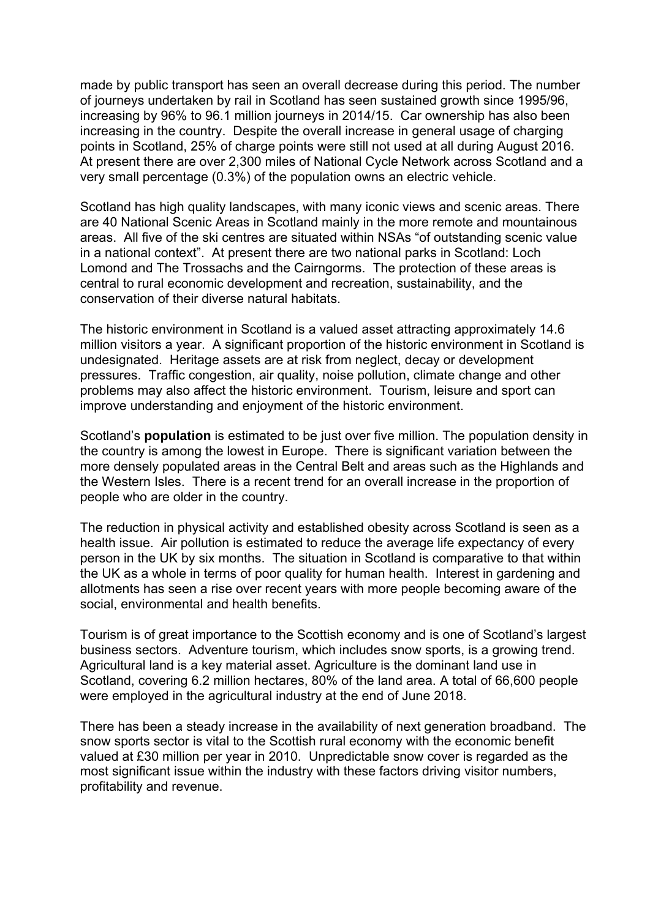made by public transport has seen an overall decrease during this period. The number of journeys undertaken by rail in Scotland has seen sustained growth since 1995/96, increasing by 96% to 96.1 million journeys in 2014/15. Car ownership has also been increasing in the country. Despite the overall increase in general usage of charging points in Scotland, 25% of charge points were still not used at all during August 2016. At present there are over 2,300 miles of National Cycle Network across Scotland and a very small percentage (0.3%) of the population owns an electric vehicle.

Scotland has high quality landscapes, with many iconic views and scenic areas. There are 40 National Scenic Areas in Scotland mainly in the more remote and mountainous areas. All five of the ski centres are situated within NSAs "of outstanding scenic value in a national context". At present there are two national parks in Scotland: Loch Lomond and The Trossachs and the Cairngorms. The protection of these areas is central to rural economic development and recreation, sustainability, and the conservation of their diverse natural habitats.

The historic environment in Scotland is a valued asset attracting approximately 14.6 million visitors a year. A significant proportion of the historic environment in Scotland is undesignated. Heritage assets are at risk from neglect, decay or development pressures. Traffic congestion, air quality, noise pollution, climate change and other problems may also affect the historic environment. Tourism, leisure and sport can improve understanding and enjoyment of the historic environment.

Scotland's **population** is estimated to be just over five million. The population density in the country is among the lowest in Europe. There is significant variation between the more densely populated areas in the Central Belt and areas such as the Highlands and the Western Isles. There is a recent trend for an overall increase in the proportion of people who are older in the country.

The reduction in physical activity and established obesity across Scotland is seen as a health issue. Air pollution is estimated to reduce the average life expectancy of every person in the UK by six months. The situation in Scotland is comparative to that within the UK as a whole in terms of poor quality for human health. Interest in gardening and allotments has seen a rise over recent years with more people becoming aware of the social, environmental and health benefits.

Tourism is of great importance to the Scottish economy and is one of Scotland's largest business sectors. Adventure tourism, which includes snow sports, is a growing trend. Agricultural land is a key material asset. Agriculture is the dominant land use in Scotland, covering 6.2 million hectares, 80% of the land area. A total of 66,600 people were employed in the agricultural industry at the end of June 2018.

There has been a steady increase in the availability of next generation broadband. The snow sports sector is vital to the Scottish rural economy with the economic benefit valued at £30 million per year in 2010. Unpredictable snow cover is regarded as the most significant issue within the industry with these factors driving visitor numbers, profitability and revenue.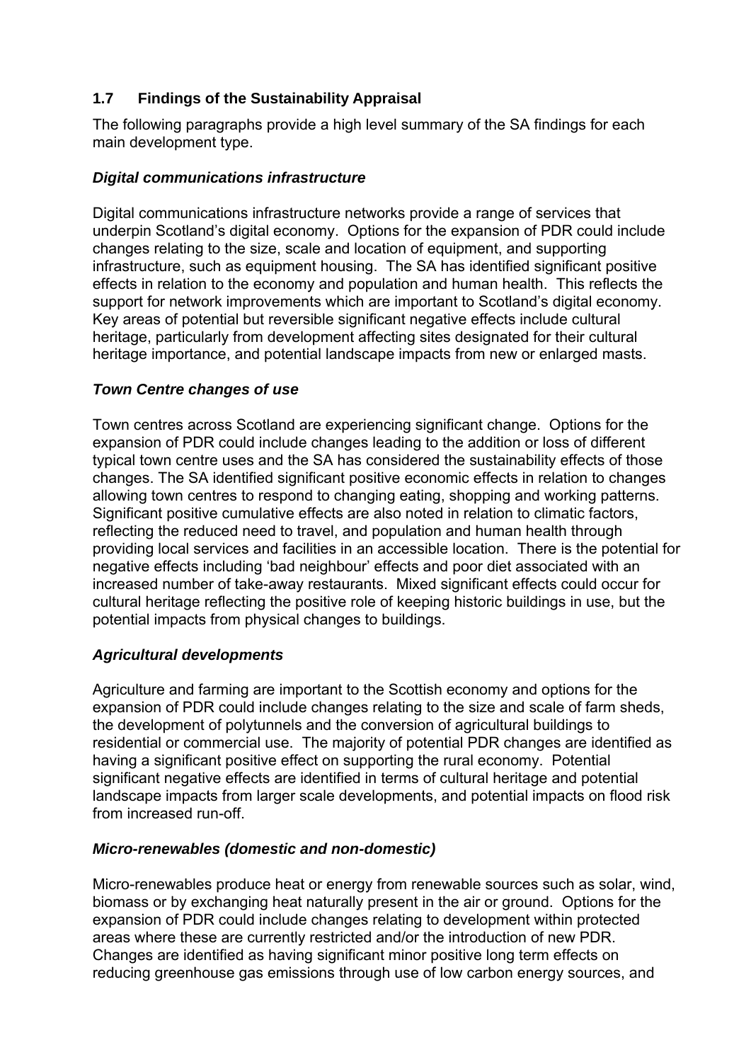## 1.7 Findings of the Sustainability Appraisal

The following paragraphs provide a high level summary of the SA findings for each main development type.

### *Digital communications infrastructure*

Digital communications infrastructure networks provide a range of services that underpin Scotland's digital economy. Options for the expansion of PDR could include changes relating to the size, scale and location of equipment, and supporting infrastructure, such as equipment housing. The SA has identified significant positive effects in relation to the economy and population and human health. This reflects the support for network improvements which are important to Scotland's digital economy. Key areas of potential but reversible significant negative effects include cultural heritage, particularly from development affecting sites designated for their cultural heritage importance, and potential landscape impacts from new or enlarged masts.

### *Town Centre changes of use*

Town centres across Scotland are experiencing significant change. Options for the expansion of PDR could include changes leading to the addition or loss of different typical town centre uses and the SA has considered the sustainability effects of those changes. The SA identified significant positive economic effects in relation to changes allowing town centres to respond to changing eating, shopping and working patterns. Significant positive cumulative effects are also noted in relation to climatic factors, reflecting the reduced need to travel, and population and human health through providing local services and facilities in an accessible location. There is the potential for negative effects including 'bad neighbour' effects and poor diet associated with an increased number of take-away restaurants. Mixed significant effects could occur for cultural heritage reflecting the positive role of keeping historic buildings in use, but the potential impacts from physical changes to buildings.

### *Agricultural developments*

Agriculture and farming are important to the Scottish economy and options for the expansion of PDR could include changes relating to the size and scale of farm sheds, the development of polytunnels and the conversion of agricultural buildings to residential or commercial use. The majority of potential PDR changes are identified as having a significant positive effect on supporting the rural economy. Potential significant negative effects are identified in terms of cultural heritage and potential landscape impacts from larger scale developments, and potential impacts on flood risk from increased run-off.

### *Micro-renewables (domestic and non-domestic)*

Micro-renewables produce heat or energy from renewable sources such as solar, wind, biomass or by exchanging heat naturally present in the air or ground. Options for the expansion of PDR could include changes relating to development within protected areas where these are currently restricted and/or the introduction of new PDR. Changes are identified as having significant minor positive long term effects on reducing greenhouse gas emissions through use of low carbon energy sources, and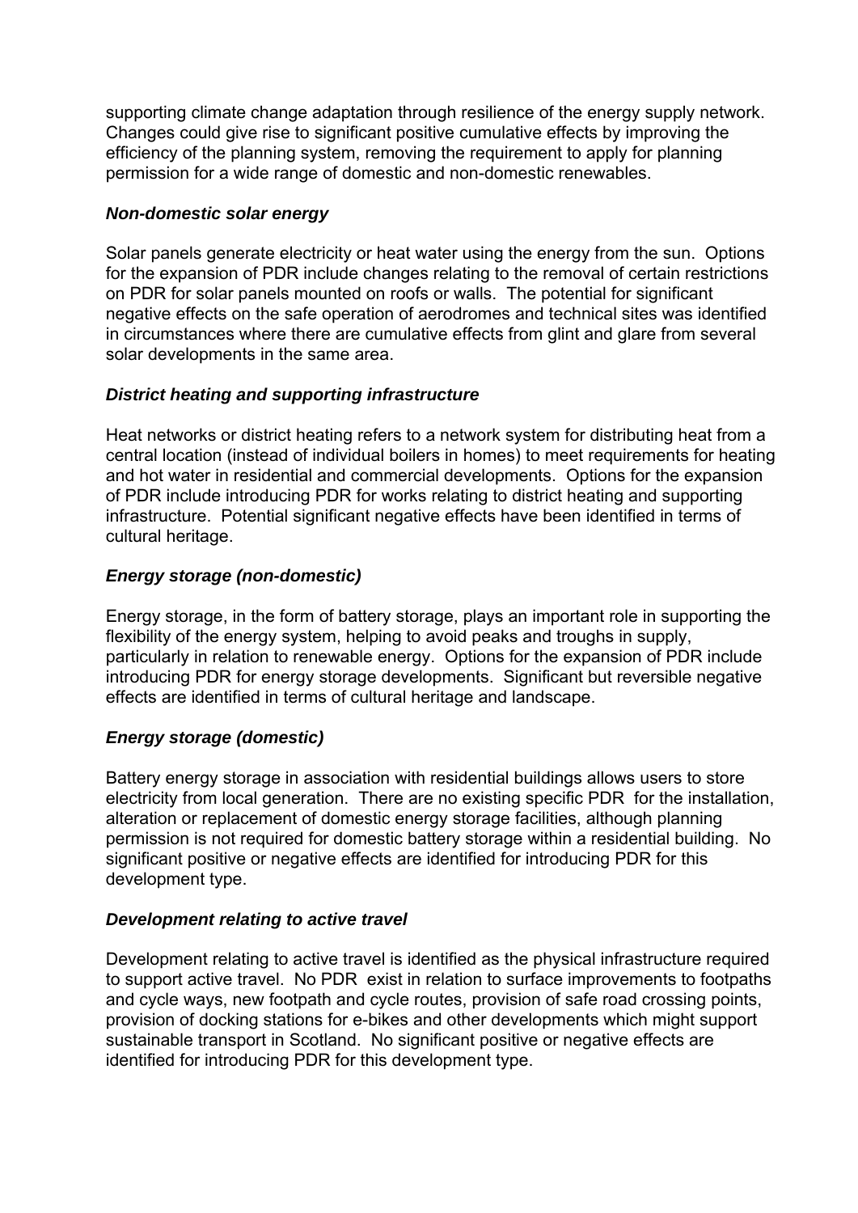supporting climate change adaptation through resilience of the energy supply network. Changes could give rise to significant positive cumulative effects by improving the efficiency of the planning system, removing the requirement to apply for planning permission for a wide range of domestic and non-domestic renewables.

### *Non-domestic solar energy*

Solar panels generate electricity or heat water using the energy from the sun. Options for the expansion of PDR include changes relating to the removal of certain restrictions on PDR for solar panels mounted on roofs or walls. The potential for significant negative effects on the safe operation of aerodromes and technical sites was identified in circumstances where there are cumulative effects from glint and glare from several solar developments in the same area.

### *District heating and supporting infrastructure*

Heat networks or district heating refers to a network system for distributing heat from a central location (instead of individual boilers in homes) to meet requirements for heating and hot water in residential and commercial developments. Options for the expansion of PDR include introducing PDR for works relating to district heating and supporting infrastructure. Potential significant negative effects have been identified in terms of cultural heritage.

### *Energy storage (non-domestic)*

Energy storage, in the form of battery storage, plays an important role in supporting the flexibility of the energy system, helping to avoid peaks and troughs in supply, particularly in relation to renewable energy. Options for the expansion of PDR include introducing PDR for energy storage developments. Significant but reversible negative effects are identified in terms of cultural heritage and landscape.

### *Energy storage (domestic)*

Battery energy storage in association with residential buildings allows users to store electricity from local generation. There are no existing specific PDR for the installation, alteration or replacement of domestic energy storage facilities, although planning permission is not required for domestic battery storage within a residential building. No significant positive or negative effects are identified for introducing PDR for this development type.

### *Development relating to active travel*

Development relating to active travel is identified as the physical infrastructure required to support active travel. No PDR exist in relation to surface improvements to footpaths and cycle ways, new footpath and cycle routes, provision of safe road crossing points, provision of docking stations for e-bikes and other developments which might support sustainable transport in Scotland. No significant positive or negative effects are identified for introducing PDR for this development type.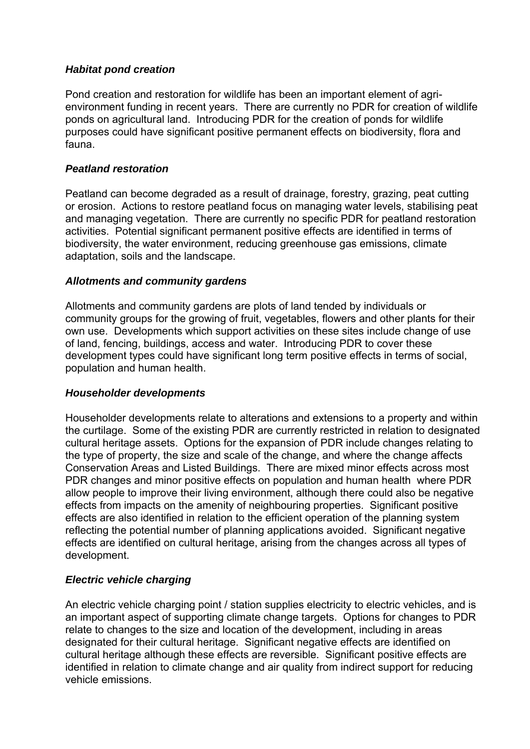***Habitat pond creation***

Pond creation and restoration for wildlife has been an important element of agri-environment funding in recent years. There are currently no PDR for creation of wildlife ponds on agricultural land. Introducing PDR for the creation of ponds for wildlife purposes could have significant positive permanent effects on biodiversity, flora and fauna.

***Peatland restoration***

Peatland can become degraded as a result of drainage, forestry, grazing, peat cutting or erosion. Actions to restore peatland focus on managing water levels, stabilising peat and managing vegetation. There are currently no specific PDR for peatland restoration activities. Potential significant permanent positive effects are identified in terms of biodiversity, the water environment, reducing greenhouse gas emissions, climate adaptation, soils and the landscape.

***Allotments and community gardens***

Allotments and community gardens are plots of land tended by individuals or community groups for the growing of fruit, vegetables, flowers and other plants for their own use. Developments which support activities on these sites include change of use of land, fencing, buildings, access and water. Introducing PDR to cover these development types could have significant long term positive effects in terms of social, population and human health.

***Householder developments***

Householder developments relate to alterations and extensions to a property and within the curtilage. Some of the existing PDR are currently restricted in relation to designated cultural heritage assets. Options for the expansion of PDR include changes relating to the type of property, the size and scale of the change, and where the change affects Conservation Areas and Listed Buildings. There are mixed minor effects across most PDR changes and minor positive effects on population and human health where PDR allow people to improve their living environment, although there could also be negative effects from impacts on the amenity of neighbouring properties. Significant positive effects are also identified in relation to the efficient operation of the planning system reflecting the potential number of planning applications avoided. Significant negative effects are identified on cultural heritage, arising from the changes across all types of development.

***Electric vehicle charging***

An electric vehicle charging point / station supplies electricity to electric vehicles, and is an important aspect of supporting climate change targets. Options for changes to PDR relate to changes to the size and location of the development, including in areas designated for their cultural heritage. Significant negative effects are identified on cultural heritage although these effects are reversible. Significant positive effects are identified in relation to climate change and air quality from indirect support for reducing vehicle emissions.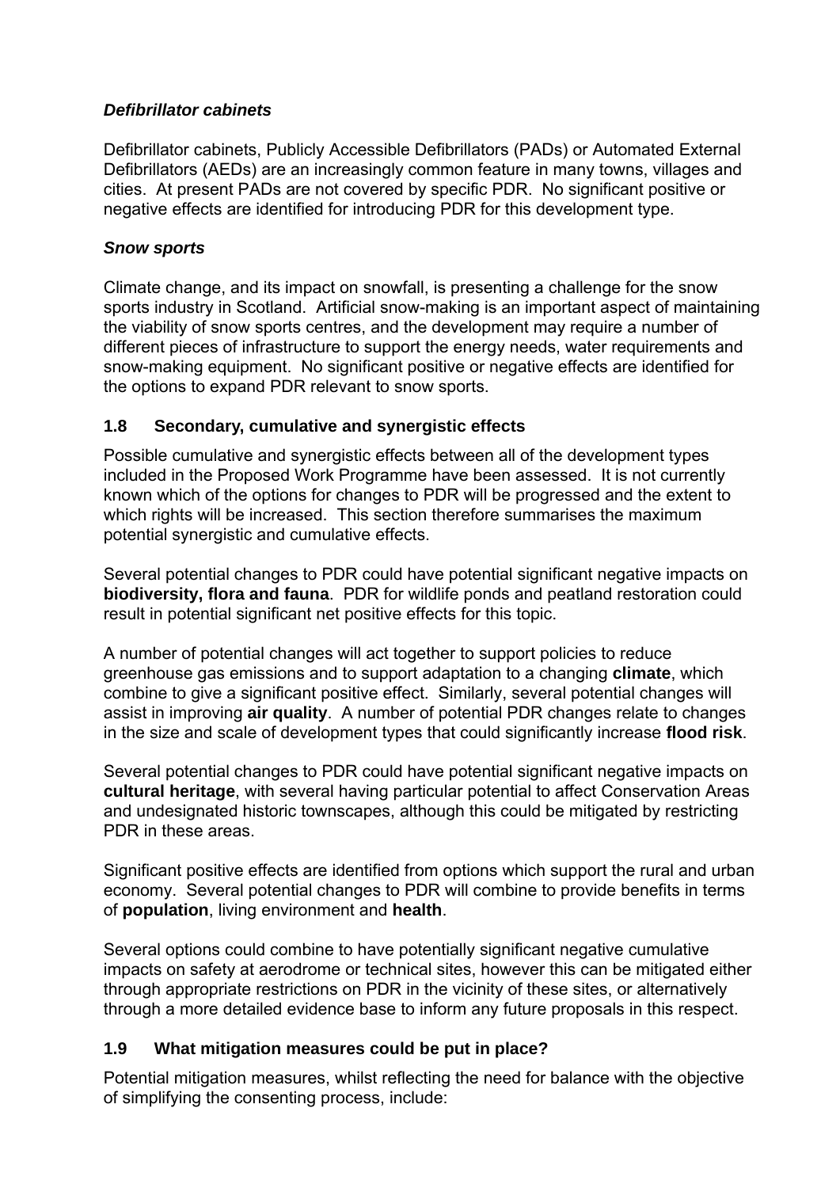### *Defibrillator cabinets*

Defibrillator cabinets, Publicly Accessible Defibrillators (PADs) or Automated External Defibrillators (AEDs) are an increasingly common feature in many towns, villages and cities. At present PADs are not covered by specific PDR. No significant positive or negative effects are identified for introducing PDR for this development type.

### *Snow sports*

Climate change, and its impact on snowfall, is presenting a challenge for the snow sports industry in Scotland. Artificial snow-making is an important aspect of maintaining the viability of snow sports centres, and the development may require a number of different pieces of infrastructure to support the energy needs, water requirements and snow-making equipment. No significant positive or negative effects are identified for the options to expand PDR relevant to snow sports.

## 1.8 Secondary, cumulative and synergistic effects

Possible cumulative and synergistic effects between all of the development types included in the Proposed Work Programme have been assessed. It is not currently known which of the options for changes to PDR will be progressed and the extent to which rights will be increased. This section therefore summarises the maximum potential synergistic and cumulative effects.

Several potential changes to PDR could have potential significant negative impacts on **biodiversity, flora and fauna**. PDR for wildlife ponds and peatland restoration could result in potential significant net positive effects for this topic.

A number of potential changes will act together to support policies to reduce greenhouse gas emissions and to support adaptation to a changing **climate**, which combine to give a significant positive effect. Similarly, several potential changes will assist in improving **air quality**. A number of potential PDR changes relate to changes in the size and scale of development types that could significantly increase **flood risk**.

Several potential changes to PDR could have potential significant negative impacts on **cultural heritage**, with several having particular potential to affect Conservation Areas and undesignated historic townscapes, although this could be mitigated by restricting PDR in these areas.

Significant positive effects are identified from options which support the rural and urban economy. Several potential changes to PDR will combine to provide benefits in terms of **population**, living environment and **health**.

Several options could combine to have potentially significant negative cumulative impacts on safety at aerodrome or technical sites, however this can be mitigated either through appropriate restrictions on PDR in the vicinity of these sites, or alternatively through a more detailed evidence base to inform any future proposals in this respect.

## 1.9 What mitigation measures could be put in place?

Potential mitigation measures, whilst reflecting the need for balance with the objective of simplifying the consenting process, include: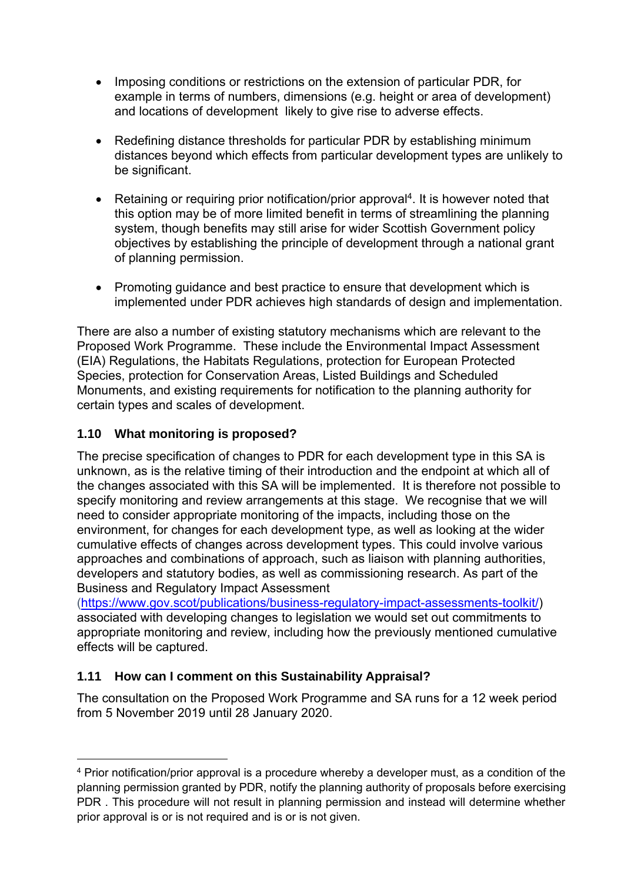- Imposing conditions or restrictions on the extension of particular PDR, for example in terms of numbers, dimensions (e.g. height or area of development) and locations of development likely to give rise to adverse effects.

- Redefining distance thresholds for particular PDR by establishing minimum distances beyond which effects from particular development types are unlikely to be significant.

- Retaining or requiring prior notification/prior approval[4]. It is however noted that this option may be of more limited benefit in terms of streamlining the planning system, though benefits may still arise for wider Scottish Government policy objectives by establishing the principle of development through a national grant of planning permission.

- Promoting guidance and best practice to ensure that development which is implemented under PDR achieves high standards of design and implementation.

There are also a number of existing statutory mechanisms which are relevant to the Proposed Work Programme. These include the Environmental Impact Assessment (EIA) Regulations, the Habitats Regulations, protection for European Protected Species, protection for Conservation Areas, Listed Buildings and Scheduled Monuments, and existing requirements for notification to the planning authority for certain types and scales of development.

### 1.10 What monitoring is proposed?

The precise specification of changes to PDR for each development type in this SA is unknown, as is the relative timing of their introduction and the endpoint at which all of the changes associated with this SA will be implemented. It is therefore not possible to specify monitoring and review arrangements at this stage. We recognise that we will need to consider appropriate monitoring of the impacts, including those on the environment, for changes for each development type, as well as looking at the wider cumulative effects of changes across development types. This could involve various approaches and combinations of approach, such as liaison with planning authorities, developers and statutory bodies, as well as commissioning research. As part of the Business and Regulatory Impact Assessment (https://www.gov.scot/publications/business-regulatory-impact-assessments-toolkit/) associated with developing changes to legislation we would set out commitments to appropriate monitoring and review, including how the previously mentioned cumulative effects will be captured.

### 1.11 How can I comment on this Sustainability Appraisal?

The consultation on the Proposed Work Programme and SA runs for a 12 week period from 5 November 2019 until 28 January 2020.

---

[4] Prior notification/prior approval is a procedure whereby a developer must, as a condition of the planning permission granted by PDR, notify the planning authority of proposals before exercising PDR . This procedure will not result in planning permission and instead will determine whether prior approval is or is not required and is or is not given.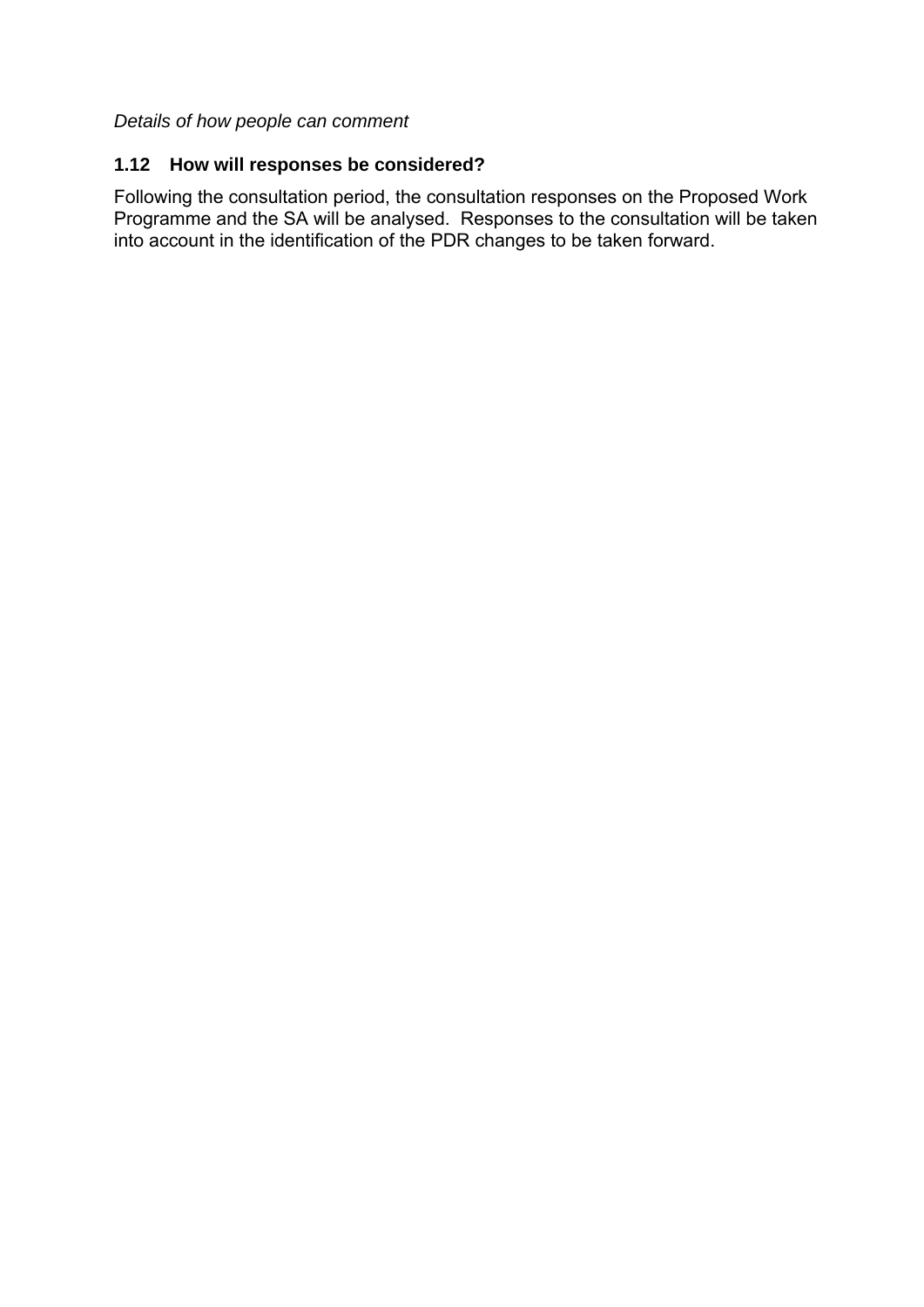*Details of how people can comment*

### 1.12 How will responses be considered?

Following the consultation period, the consultation responses on the Proposed Work Programme and the SA will be analysed. Responses to the consultation will be taken into account in the identification of the PDR changes to be taken forward.